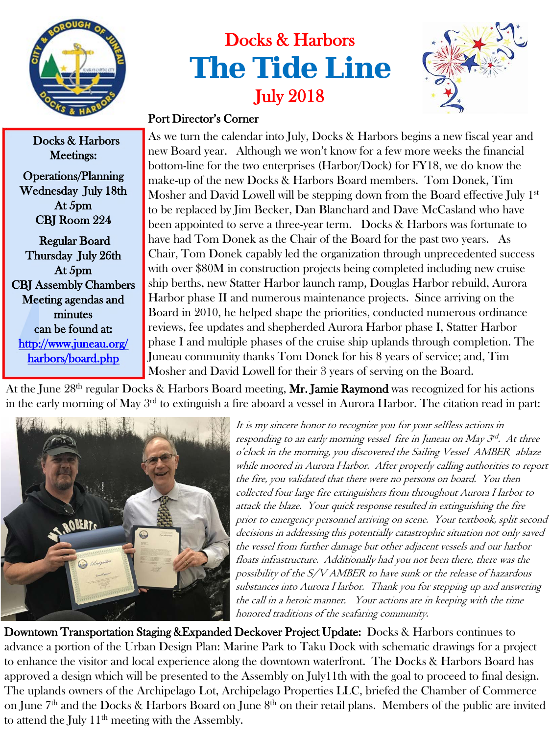# Docks & Harbors

# The Tide Line

## July 2018

**Docks & Harbors Meetings:**

**Operations/Planning**
Wednesday July 18th
At 5pm
CBJ Room 224

**Regular Board**
Thursday July 26th
At 5pm
CBJ Assembly Chambers

Meeting agendas and minutes can be found at:
http://www.juneau.org/harbors/board.php

### Port Director's Corner

As we turn the calendar into July, Docks & Harbors begins a new fiscal year and new Board year. Although we won't know for a few more weeks the financial bottom-line for the two enterprises (Harbor/Dock) for FY18, we do know the make-up of the new Docks & Harbors Board members. Tom Donek, Tim Mosher and David Lowell will be stepping down from the Board effective July 1st to be replaced by Jim Becker, Dan Blanchard and Dave McCasland who have been appointed to serve a three-year term. Docks & Harbors was fortunate to have had Tom Donek as the Chair of the Board for the past two years. As Chair, Tom Donek capably led the organization through unprecedented success with over $80M in construction projects being completed including new cruise ship berths, new Statter Harbor launch ramp, Douglas Harbor rebuild, Aurora Harbor phase II and numerous maintenance projects. Since arriving on the Board in 2010, he helped shape the priorities, conducted numerous ordinance reviews, fee updates and shepherded Aurora Harbor phase I, Statter Harbor phase I and multiple phases of the cruise ship uplands through completion. The Juneau community thanks Tom Donek for his 8 years of service; and, Tim Mosher and David Lowell for their 3 years of serving on the Board.

At the June 28th regular Docks & Harbors Board meeting, **Mr. Jamie Raymond** was recognized for his actions in the early morning of May 3rd to extinguish a fire aboard a vessel in Aurora Harbor. The citation read in part:

*It is my sincere honor to recognize you for your selfless actions in responding to an early morning vessel fire in Juneau on May 3rd. At three o'clock in the morning, you discovered the Sailing Vessel AMBER ablaze while moored in Aurora Harbor. After properly calling authorities to report the fire, you validated that there were no persons on board. You then collected four large fire extinguishers from throughout Aurora Harbor to attack the blaze. Your quick response resulted in extinguishing the fire prior to emergency personnel arriving on scene. Your textbook, split second decisions in addressing this potentially catastrophic situation not only saved the vessel from further damage but other adjacent vessels and our harbor floats infrastructure. Additionally had you not been there, there was the possibility of the S/V AMBER to have sunk or the release of hazardous substances into Aurora Harbor. Thank you for stepping up and answering the call in a heroic manner. Your actions are in keeping with the time honored traditions of the seafaring community.*

**Downtown Transportation Staging &Expanded Deckover Project Update:** Docks & Harbors continues to advance a portion of the Urban Design Plan: Marine Park to Taku Dock with schematic drawings for a project to enhance the visitor and local experience along the downtown waterfront. The Docks & Harbors Board has approved a design which will be presented to the Assembly on July11th with the goal to proceed to final design. The uplands owners of the Archipelago Lot, Archipelago Properties LLC, briefed the Chamber of Commerce on June 7th and the Docks & Harbors Board on June 8th on their retail plans. Members of the public are invited to attend the July 11th meeting with the Assembly.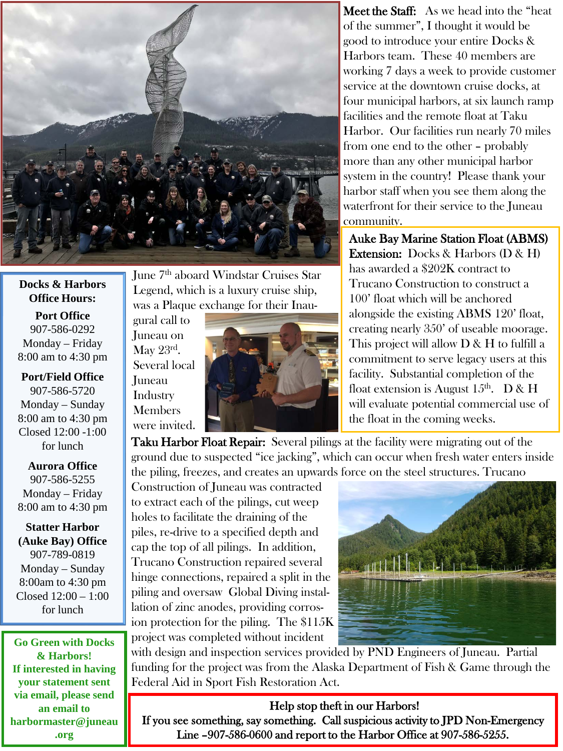**Meet the Staff:** As we head into the "heat of the summer", I thought it would be good to introduce your entire Docks & Harbors team. These 40 members are working 7 days a week to provide customer service at the downtown cruise docks, at four municipal harbors, at six launch ramp facilities and the remote float at Taku Harbor. Our facilities run nearly 70 miles from one end to the other – probably more than any other municipal harbor system in the country! Please thank your harbor staff when you see them along the waterfront for their service to the Juneau community.

**Auke Bay Marine Station Float (ABMS) Extension:** Docks & Harbors (D & H) has awarded a $202K contract to Trucano Construction to construct a 100' float which will be anchored alongside the existing ABMS 120' float, creating nearly 350' of useable moorage. This project will allow D & H to fulfill a commitment to serve legacy users at this facility. Substantial completion of the float extension is August 15th. D & H will evaluate potential commercial use of the float in the coming weeks.

June 7th aboard Windstar Cruises Star Legend, which is a luxury cruise ship, was a Plaque exchange for their Inaugural call to Juneau on May 23rd. Several local Juneau Industry Members were invited.

**Taku Harbor Float Repair:** Several pilings at the facility were migrating out of the ground due to suspected "ice jacking", which can occur when fresh water enters inside the piling, freezes, and creates an upwards force on the steel structures. Trucano Construction of Juneau was contracted to extract each of the pilings, cut weep holes to facilitate the draining of the piles, re-drive to a specified depth and cap the top of all pilings. In addition, Trucano Construction repaired several hinge connections, repaired a split in the piling and oversaw Global Diving installation of zinc anodes, providing corrosion protection for the piling. The $115K project was completed without incident with design and inspection services provided by PND Engineers of Juneau. Partial funding for the project was from the Alaska Department of Fish & Game through the Federal Aid in Sport Fish Restoration Act.

**Docks & Harbors Office Hours:**

**Port Office**
907-586-0292
Monday – Friday
8:00 am to 4:30 pm

**Port/Field Office**
907-586-5720
Monday – Sunday
8:00 am to 4:30 pm
Closed 12:00 -1:00 for lunch

**Aurora Office**
907-586-5255
Monday – Friday
8:00 am to 4:30 pm

**Statter Harbor (Auke Bay) Office**
907-789-0819
Monday – Sunday
8:00am to 4:30 pm
Closed 12:00 – 1:00 for lunch

**Go Green with Docks & Harbors!**
**If interested in having your statement sent via email, please send an email to harbormaster@juneau.org**

**Help stop theft in our Harbors!**
**If you see something, say something. Call suspicious activity to JPD Non-Emergency Line –907-586-0600 and report to the Harbor Office at 907-586-5255.**